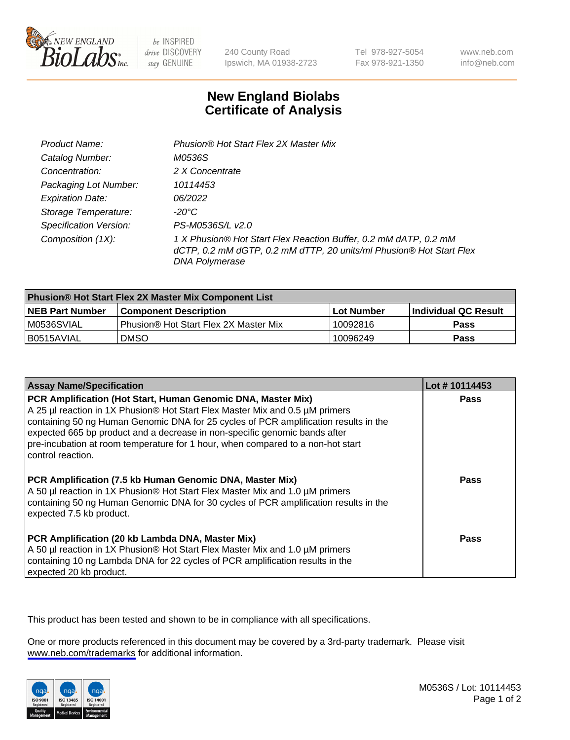# New England Biolabs Certificate of Analysis

| | |
|---|---|
| *Product Name:* | *Phusion® Hot Start Flex 2X Master Mix* |
| *Catalog Number:* | *M0536S* |
| *Concentration:* | *2 X Concentrate* |
| *Packaging Lot Number:* | *10114453* |
| *Expiration Date:* | *06/2022* |
| *Storage Temperature:* | *-20°C* |
| *Specification Version:* | *PS-M0536S/L v2.0* |
| *Composition (1X):* | *1 X Phusion® Hot Start Flex Reaction Buffer, 0.2 mM dATP, 0.2 mM dCTP, 0.2 mM dGTP, 0.2 mM dTTP, 20 units/ml Phusion® Hot Start Flex DNA Polymerase* |

| Phusion® Hot Start Flex 2X Master Mix Component List | | | |
|---|---|---|---|
| **NEB Part Number** | **Component Description** | **Lot Number** | **Individual QC Result** |
| M0536SVIAL | Phusion® Hot Start Flex 2X Master Mix | 10092816 | **Pass** |
| B0515AVIAL | DMSO | 10096249 | **Pass** |

| Assay Name/Specification | Lot # 10114453 |
|---|---|
| **PCR Amplification (Hot Start, Human Genomic DNA, Master Mix)** A 25 µl reaction in 1X Phusion® Hot Start Flex Master Mix and 0.5 µM primers containing 50 ng Human Genomic DNA for 25 cycles of PCR amplification results in the expected 665 bp product and a decrease in non-specific genomic bands after pre-incubation at room temperature for 1 hour, when compared to a non-hot start control reaction. | **Pass** |
| **PCR Amplification (7.5 kb Human Genomic DNA, Master Mix)** A 50 µl reaction in 1X Phusion® Hot Start Flex Master Mix and 1.0 µM primers containing 50 ng Human Genomic DNA for 30 cycles of PCR amplification results in the expected 7.5 kb product. | **Pass** |
| **PCR Amplification (20 kb Lambda DNA, Master Mix)** A 50 µl reaction in 1X Phusion® Hot Start Flex Master Mix and 1.0 µM primers containing 10 ng Lambda DNA for 22 cycles of PCR amplification results in the expected 20 kb product. | **Pass** |

This product has been tested and shown to be in compliance with all specifications.

One or more products referenced in this document may be covered by a 3rd-party trademark. Please visit www.neb.com/trademarks for additional information.

M0536S / Lot: 10114453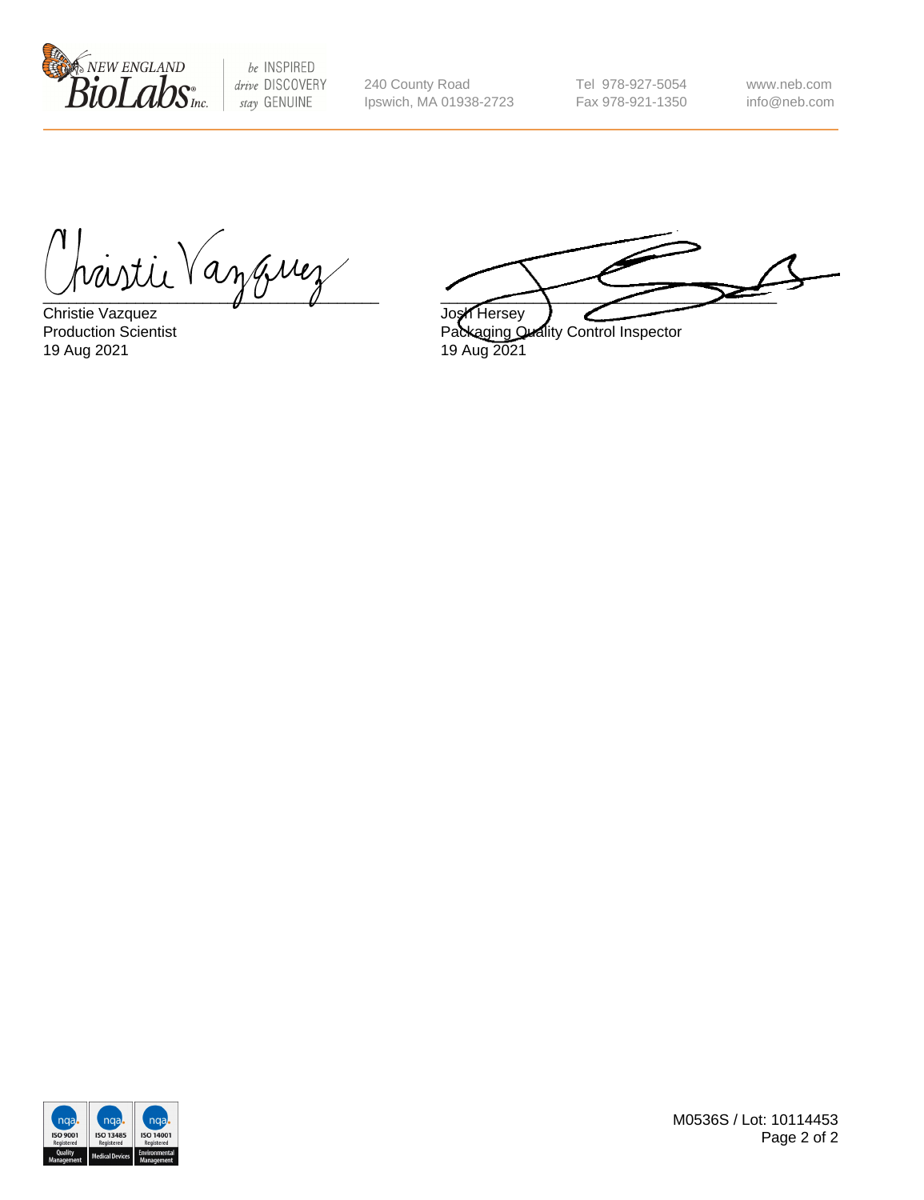Christie Vazquez
Production Scientist
19 Aug 2021

Josh Hersey
Packaging Quality Control Inspector
19 Aug 2021

M0536S / Lot: 10114453